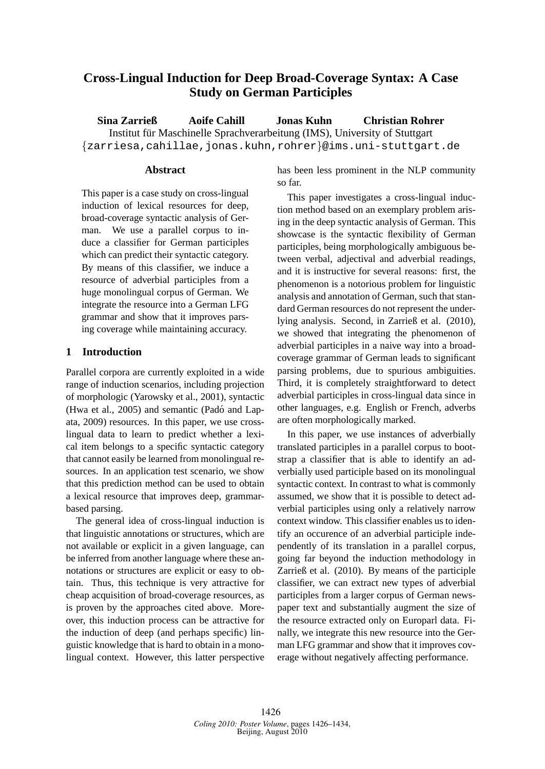# Cross-Lingual Induction for Deep Broad-Coverage Syntax: A Case Study on German Participles

**Sina Zarrieß    Aoife Cahill    Jonas Kuhn    Christian Rohrer**

Institut für Maschinelle Sprachverarbeitung (IMS), University of Stuttgart

{zarriesa,cahillae,jonas.kuhn,rohrer}@ims.uni-stuttgart.de

### Abstract

This paper is a case study on cross-lingual induction of lexical resources for deep, broad-coverage syntactic analysis of German. We use a parallel corpus to induce a classifier for German participles which can predict their syntactic category. By means of this classifier, we induce a resource of adverbial participles from a huge monolingual corpus of German. We integrate the resource into a German LFG grammar and show that it improves parsing coverage while maintaining accuracy.

## 1 Introduction

Parallel corpora are currently exploited in a wide range of induction scenarios, including projection of morphologic (Yarowsky et al., 2001), syntactic (Hwa et al., 2005) and semantic (Padó and Lapata, 2009) resources. In this paper, we use cross-lingual data to learn to predict whether a lexical item belongs to a specific syntactic category that cannot easily be learned from monolingual resources. In an application test scenario, we show that this prediction method can be used to obtain a lexical resource that improves deep, grammar-based parsing.

The general idea of cross-lingual induction is that linguistic annotations or structures, which are not available or explicit in a given language, can be inferred from another language where these annotations or structures are explicit or easy to obtain. Thus, this technique is very attractive for cheap acquisition of broad-coverage resources, as is proven by the approaches cited above. Moreover, this induction process can be attractive for the induction of deep (and perhaps specific) linguistic knowledge that is hard to obtain in a monolingual context. However, this latter perspective has been less prominent in the NLP community so far.

This paper investigates a cross-lingual induction method based on an exemplary problem arising in the deep syntactic analysis of German. This showcase is the syntactic flexibility of German participles, being morphologically ambiguous between verbal, adjectival and adverbial readings, and it is instructive for several reasons: first, the phenomenon is a notorious problem for linguistic analysis and annotation of German, such that standard German resources do not represent the underlying analysis. Second, in Zarrieß et al. (2010), we showed that integrating the phenomenon of adverbial participles in a naive way into a broad-coverage grammar of German leads to significant parsing problems, due to spurious ambiguities. Third, it is completely straightforward to detect adverbial participles in cross-lingual data since in other languages, e.g. English or French, adverbs are often morphologically marked.

In this paper, we use instances of adverbially translated participles in a parallel corpus to bootstrap a classifier that is able to identify an adverbially used participle based on its monolingual syntactic context. In contrast to what is commonly assumed, we show that it is possible to detect adverbial participles using only a relatively narrow context window. This classifier enables us to identify an occurence of an adverbial participle independently of its translation in a parallel corpus, going far beyond the induction methodology in Zarrieß et al. (2010). By means of the participle classifier, we can extract new types of adverbial participles from a larger corpus of German newspaper text and substantially augment the size of the resource extracted only on Europarl data. Finally, we integrate this new resource into the German LFG grammar and show that it improves coverage without negatively affecting performance.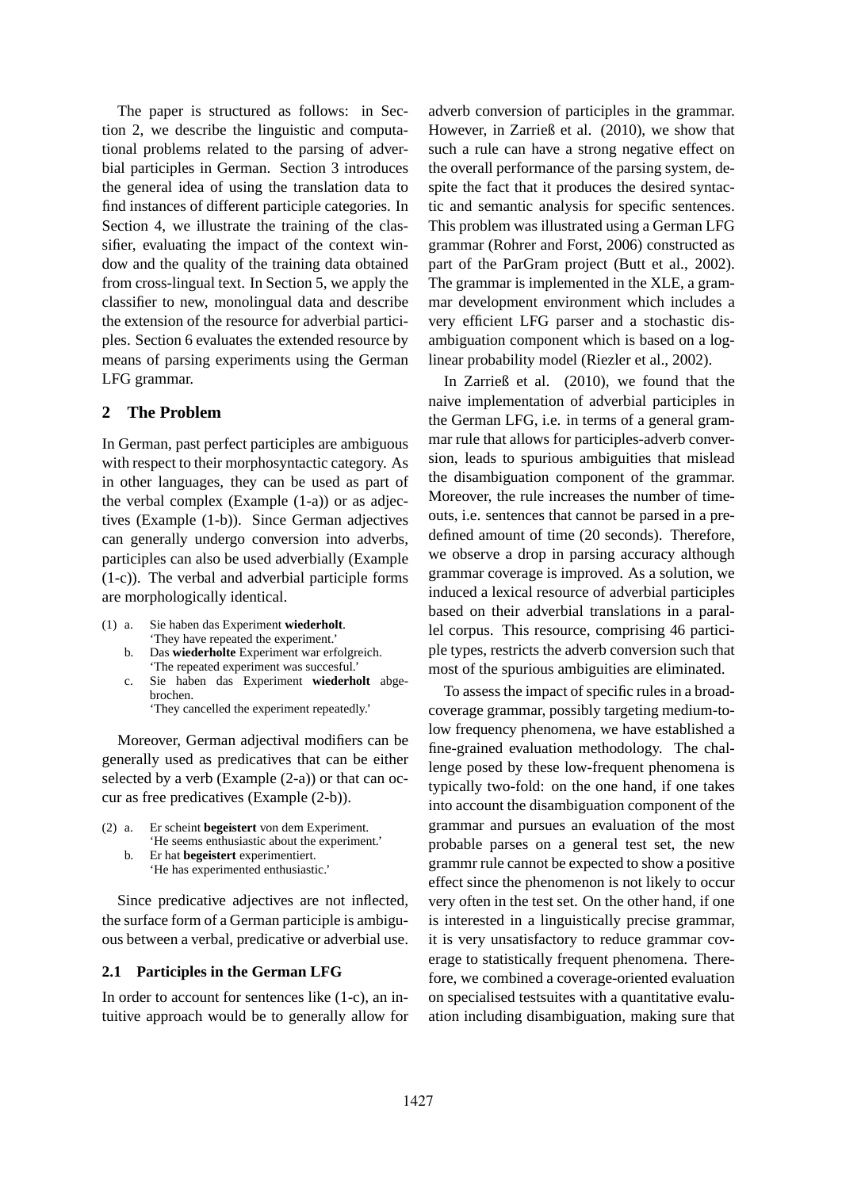The paper is structured as follows: in Section 2, we describe the linguistic and computational problems related to the parsing of adverbial participles in German. Section 3 introduces the general idea of using the translation data to find instances of different participle categories. In Section 4, we illustrate the training of the classifier, evaluating the impact of the context window and the quality of the training data obtained from cross-lingual text. In Section 5, we apply the classifier to new, monolingual data and describe the extension of the resource for adverbial participles. Section 6 evaluates the extended resource by means of parsing experiments using the German LFG grammar.

## 2 The Problem

In German, past perfect participles are ambiguous with respect to their morphosyntactic category. As in other languages, they can be used as part of the verbal complex (Example (1-a)) or as adjectives (Example (1-b)). Since German adjectives can generally undergo conversion into adverbs, participles can also be used adverbially (Example (1-c)). The verbal and adverbial participle forms are morphologically identical.

(1) a. Sie haben das Experiment **wiederholt**.
'They have repeated the experiment.'
b. Das **wiederholte** Experiment war erfolgreich.
'The repeated experiment was succesful.'
c. Sie haben das Experiment **wiederholt** abgebrochen.
'They cancelled the experiment repeatedly.'

Moreover, German adjectival modifiers can be generally used as predicatives that can be either selected by a verb (Example (2-a)) or that can occur as free predicatives (Example (2-b)).

(2) a. Er scheint **begeistert** von dem Experiment.
'He seems enthusiastic about the experiment.'
b. Er hat **begeistert** experimentiert.
'He has experimented enthusiastic.'

Since predicative adjectives are not inflected, the surface form of a German participle is ambiguous between a verbal, predicative or adverbial use.

### 2.1 Participles in the German LFG

In order to account for sentences like (1-c), an intuitive approach would be to generally allow for adverb conversion of participles in the grammar. However, in Zarrieß et al. (2010), we show that such a rule can have a strong negative effect on the overall performance of the parsing system, despite the fact that it produces the desired syntactic and semantic analysis for specific sentences. This problem was illustrated using a German LFG grammar (Rohrer and Forst, 2006) constructed as part of the ParGram project (Butt et al., 2002). The grammar is implemented in the XLE, a grammar development environment which includes a very efficient LFG parser and a stochastic disambiguation component which is based on a log-linear probability model (Riezler et al., 2002).

In Zarrieß et al. (2010), we found that the naive implementation of adverbial participles in the German LFG, i.e. in terms of a general grammar rule that allows for participles-adverb conversion, leads to spurious ambiguities that mislead the disambiguation component of the grammar. Moreover, the rule increases the number of timeouts, i.e. sentences that cannot be parsed in a predefined amount of time (20 seconds). Therefore, we observe a drop in parsing accuracy although grammar coverage is improved. As a solution, we induced a lexical resource of adverbial participles based on their adverbial translations in a parallel corpus. This resource, comprising 46 participle types, restricts the adverb conversion such that most of the spurious ambiguities are eliminated.

To assess the impact of specific rules in a broad-coverage grammar, possibly targeting medium-to-low frequency phenomena, we have established a fine-grained evaluation methodology. The challenge posed by these low-frequent phenomena is typically two-fold: on the one hand, if one takes into account the disambiguation component of the grammar and pursues an evaluation of the most probable parses on a general test set, the new grammr rule cannot be expected to show a positive effect since the phenomenon is not likely to occur very often in the test set. On the other hand, if one is interested in a linguistically precise grammar, it is very unsatisfactory to reduce grammar coverage to statistically frequent phenomena. Therefore, we combined a coverage-oriented evaluation on specialised testsuites with a quantitative evaluation including disambiguation, making sure that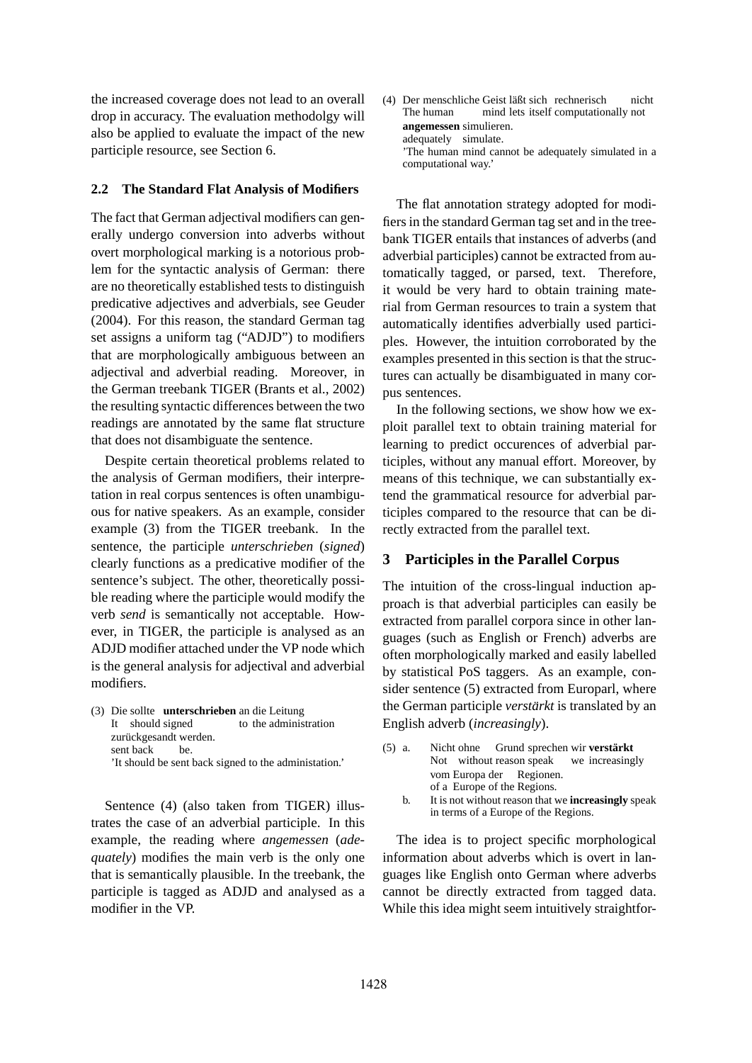the increased coverage does not lead to an overall drop in accuracy. The evaluation methodolgy will also be applied to evaluate the impact of the new participle resource, see Section 6.

### 2.2 The Standard Flat Analysis of Modifiers

The fact that German adjectival modifiers can generally undergo conversion into adverbs without overt morphological marking is a notorious problem for the syntactic analysis of German: there are no theoretically established tests to distinguish predicative adjectives and adverbials, see Geuder (2004). For this reason, the standard German tag set assigns a uniform tag ("ADJD") to modifiers that are morphologically ambiguous between an adjectival and adverbial reading. Moreover, in the German treebank TIGER (Brants et al., 2002) the resulting syntactic differences between the two readings are annotated by the same flat structure that does not disambiguate the sentence.

Despite certain theoretical problems related to the analysis of German modifiers, their interpretation in real corpus sentences is often unambiguous for native speakers. As an example, consider example (3) from the TIGER treebank. In the sentence, the participle *unterschrieben* (*signed*) clearly functions as a predicative modifier of the sentence's subject. The other, theoretically possible reading where the participle would modify the verb *send* is semantically not acceptable. However, in TIGER, the participle is analysed as an ADJD modifier attached under the VP node which is the general analysis for adjectival and adverbial modifiers.

(3) Die sollte **unterschrieben** an die Leitung
It should signed to the administration
zurückgesandt werden.
sent back be.
'It should be sent back signed to the administation.'

Sentence (4) (also taken from TIGER) illustrates the case of an adverbial participle. In this example, the reading where *angemessen* (*adequately*) modifies the main verb is the only one that is semantically plausible. In the treebank, the participle is tagged as ADJD and analysed as a modifier in the VP.

(4) Der menschliche Geist läßt sich rechnerisch nicht
The human mind lets itself computationally not
**angemessen** simulieren.
adequately simulate.
'The human mind cannot be adequately simulated in a computational way.'

The flat annotation strategy adopted for modifiers in the standard German tag set and in the treebank TIGER entails that instances of adverbs (and adverbial participles) cannot be extracted from automatically tagged, or parsed, text. Therefore, it would be very hard to obtain training material from German resources to train a system that automatically identifies adverbially used participles. However, the intuition corroborated by the examples presented in this section is that the structures can actually be disambiguated in many corpus sentences.

In the following sections, we show how we exploit parallel text to obtain training material for learning to predict occurences of adverbial participles, without any manual effort. Moreover, by means of this technique, we can substantially extend the grammatical resource for adverbial participles compared to the resource that can be directly extracted from the parallel text.

## 3 Participles in the Parallel Corpus

The intuition of the cross-lingual induction approach is that adverbial participles can easily be extracted from parallel corpora since in other languages (such as English or French) adverbs are often morphologically marked and easily labelled by statistical PoS taggers. As an example, consider sentence (5) extracted from Europarl, where the German participle *verstärkt* is translated by an English adverb (*increasingly*).

(5) a. Nicht ohne Grund sprechen wir **verstärkt**
Not without reason speak we increasingly
vom Europa der Regionen.
of a Europe of the Regions.

b. It is not without reason that we **increasingly** speak in terms of a Europe of the Regions.

The idea is to project specific morphological information about adverbs which is overt in languages like English onto German where adverbs cannot be directly extracted from tagged data. While this idea might seem intuitively straightfor-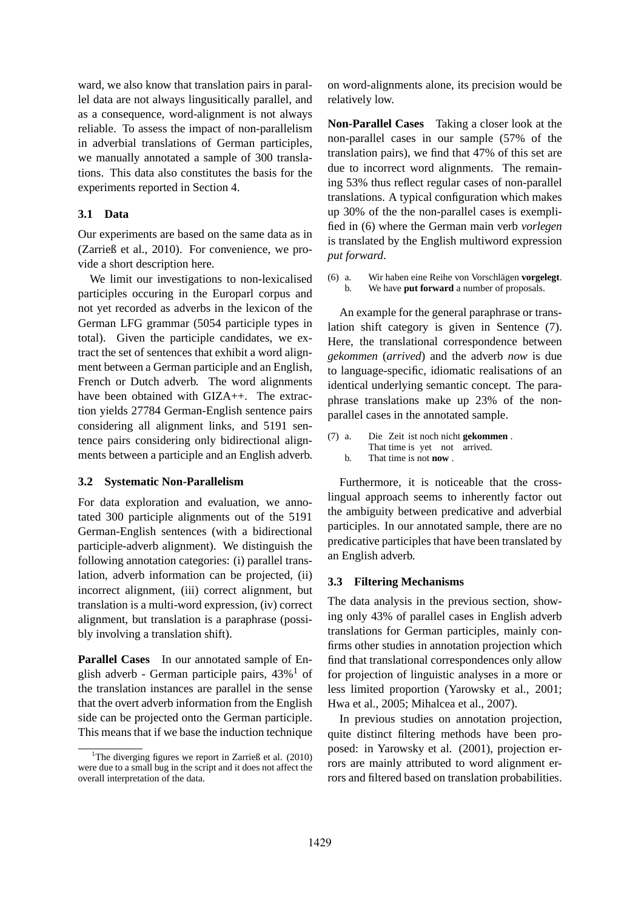ward, we also know that translation pairs in parallel data are not always lingusitically parallel, and as a consequence, word-alignment is not always reliable. To assess the impact of non-parallelism in adverbial translations of German participles, we manually annotated a sample of 300 translations. This data also constitutes the basis for the experiments reported in Section 4.

### 3.1 Data

Our experiments are based on the same data as in (Zarrieß et al., 2010). For convenience, we provide a short description here.

We limit our investigations to non-lexicalised participles occuring in the Europarl corpus and not yet recorded as adverbs in the lexicon of the German LFG grammar (5054 participle types in total). Given the participle candidates, we extract the set of sentences that exhibit a word alignment between a German participle and an English, French or Dutch adverb. The word alignments have been obtained with GIZA++. The extraction yields 27784 German-English sentence pairs considering all alignment links, and 5191 sentence pairs considering only bidirectional alignments between a participle and an English adverb.

### 3.2 Systematic Non-Parallelism

For data exploration and evaluation, we annotated 300 participle alignments out of the 5191 German-English sentences (with a bidirectional participle-adverb alignment). We distinguish the following annotation categories: (i) parallel translation, adverb information can be projected, (ii) incorrect alignment, (iii) correct alignment, but translation is a multi-word expression, (iv) correct alignment, but translation is a paraphrase (possibly involving a translation shift).

**Parallel Cases** In our annotated sample of English adverb - German participle pairs, 43%[1] of the translation instances are parallel in the sense that the overt adverb information from the English side can be projected onto the German participle. This means that if we base the induction technique on word-alignments alone, its precision would be relatively low.

**Non-Parallel Cases** Taking a closer look at the non-parallel cases in our sample (57% of the translation pairs), we find that 47% of this set are due to incorrect word alignments. The remaining 53% thus reflect regular cases of non-parallel translations. A typical configuration which makes up 30% of the the non-parallel cases is exemplified in (6) where the German main verb *vorlegen* is translated by the English multiword expression *put forward*.

(6) a. Wir haben eine Reihe von Vorschlägen **vorgelegt**.
    b. We have **put forward** a number of proposals.

An example for the general paraphrase or translation shift category is given in Sentence (7). Here, the translational correspondence between *gekommen* (*arrived*) and the adverb *now* is due to language-specific, idiomatic realisations of an identical underlying semantic concept. The paraphrase translations make up 23% of the non-parallel cases in the annotated sample.

(7) a. Die Zeit ist noch nicht **gekommen** .
       That time is yet not arrived.
    b. That time is not **now** .

Furthermore, it is noticeable that the cross-lingual approach seems to inherently factor out the ambiguity between predicative and adverbial participles. In our annotated sample, there are no predicative participles that have been translated by an English adverb.

### 3.3 Filtering Mechanisms

The data analysis in the previous section, showing only 43% of parallel cases in English adverb translations for German participles, mainly confirms other studies in annotation projection which find that translational correspondences only allow for projection of linguistic analyses in a more or less limited proportion (Yarowsky et al., 2001; Hwa et al., 2005; Mihalcea et al., 2007).

In previous studies on annotation projection, quite distinct filtering methods have been proposed: in Yarowsky et al. (2001), projection errors are mainly attributed to word alignment errors and filtered based on translation probabilities.

[1] The diverging figures we report in Zarrieß et al. (2010) were due to a small bug in the script and it does not affect the overall interpretation of the data.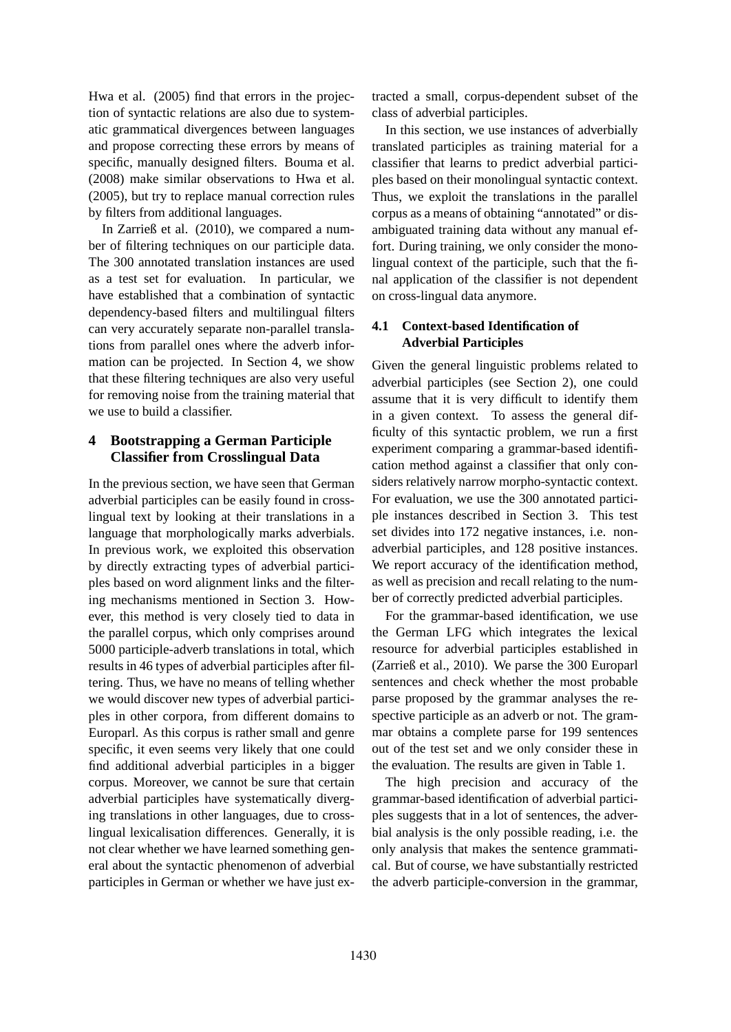Hwa et al. (2005) find that errors in the projection of syntactic relations are also due to systematic grammatical divergences between languages and propose correcting these errors by means of specific, manually designed filters. Bouma et al. (2008) make similar observations to Hwa et al. (2005), but try to replace manual correction rules by filters from additional languages.

In Zarrieß et al. (2010), we compared a number of filtering techniques on our participle data. The 300 annotated translation instances are used as a test set for evaluation. In particular, we have established that a combination of syntactic dependency-based filters and multilingual filters can very accurately separate non-parallel translations from parallel ones where the adverb information can be projected. In Section 4, we show that these filtering techniques are also very useful for removing noise from the training material that we use to build a classifier.

## 4 Bootstrapping a German Participle Classifier from Crosslingual Data

In the previous section, we have seen that German adverbial participles can be easily found in crosslingual text by looking at their translations in a language that morphologically marks adverbials. In previous work, we exploited this observation by directly extracting types of adverbial participles based on word alignment links and the filtering mechanisms mentioned in Section 3. However, this method is very closely tied to data in the parallel corpus, which only comprises around 5000 participle-adverb translations in total, which results in 46 types of adverbial participles after filtering. Thus, we have no means of telling whether we would discover new types of adverbial participles in other corpora, from different domains to Europarl. As this corpus is rather small and genre specific, it even seems very likely that one could find additional adverbial participles in a bigger corpus. Moreover, we cannot be sure that certain adverbial participles have systematically diverging translations in other languages, due to crosslingual lexicalisation differences. Generally, it is not clear whether we have learned something general about the syntactic phenomenon of adverbial participles in German or whether we have just extracted a small, corpus-dependent subset of the class of adverbial participles.

In this section, we use instances of adverbially translated participles as training material for a classifier that learns to predict adverbial participles based on their monolingual syntactic context. Thus, we exploit the translations in the parallel corpus as a means of obtaining "annotated" or disambiguated training data without any manual effort. During training, we only consider the monolingual context of the participle, such that the final application of the classifier is not dependent on cross-lingual data anymore.

### 4.1 Context-based Identification of Adverbial Participles

Given the general linguistic problems related to adverbial participles (see Section 2), one could assume that it is very difficult to identify them in a given context. To assess the general difficulty of this syntactic problem, we run a first experiment comparing a grammar-based identification method against a classifier that only considers relatively narrow morpho-syntactic context. For evaluation, we use the 300 annotated participle instances described in Section 3. This test set divides into 172 negative instances, i.e. non-adverbial participles, and 128 positive instances. We report accuracy of the identification method, as well as precision and recall relating to the number of correctly predicted adverbial participles.

For the grammar-based identification, we use the German LFG which integrates the lexical resource for adverbial participles established in (Zarrieß et al., 2010). We parse the 300 Europarl sentences and check whether the most probable parse proposed by the grammar analyses the respective participle as an adverb or not. The grammar obtains a complete parse for 199 sentences out of the test set and we only consider these in the evaluation. The results are given in Table 1.

The high precision and accuracy of the grammar-based identification of adverbial participles suggests that in a lot of sentences, the adverbial analysis is the only possible reading, i.e. the only analysis that makes the sentence grammatical. But of course, we have substantially restricted the adverb participle-conversion in the grammar,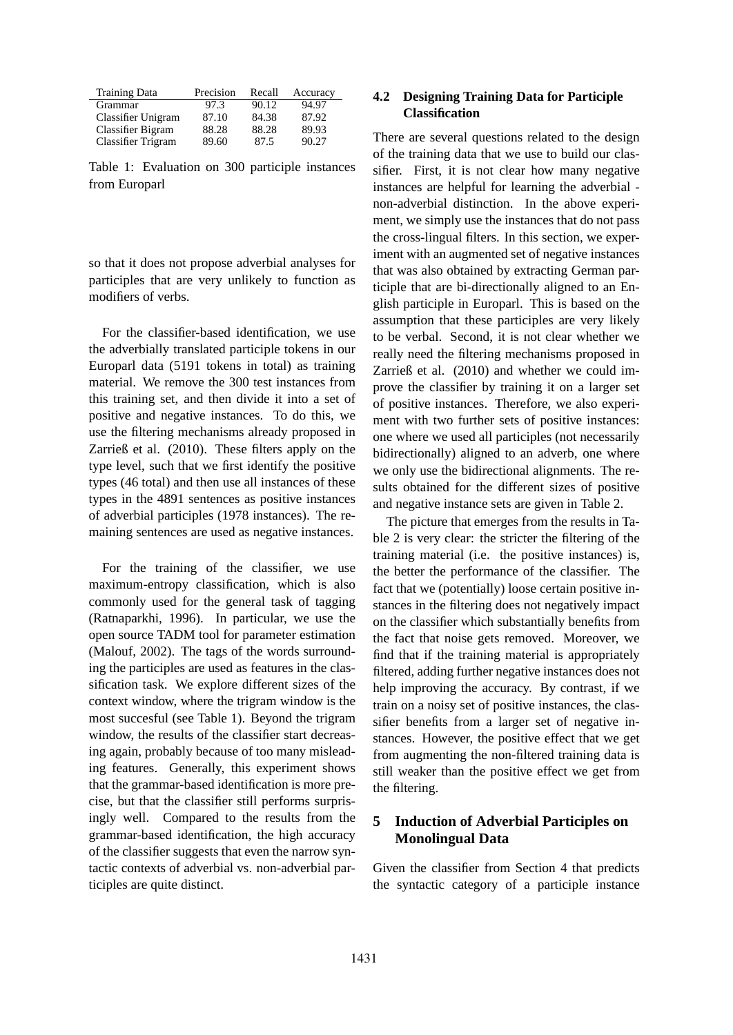| Training Data | Precision | Recall | Accuracy |
|---|---|---|---|
| Grammar | 97.3 | 90.12 | 94.97 |
| Classifier Unigram | 87.10 | 84.38 | 87.92 |
| Classifier Bigram | 88.28 | 88.28 | 89.93 |
| Classifier Trigram | 89.60 | 87.5 | 90.27 |

Table 1: Evaluation on 300 participle instances from Europarl

so that it does not propose adverbial analyses for participles that are very unlikely to function as modifiers of verbs.

For the classifier-based identification, we use the adverbially translated participle tokens in our Europarl data (5191 tokens in total) as training material. We remove the 300 test instances from this training set, and then divide it into a set of positive and negative instances. To do this, we use the filtering mechanisms already proposed in Zarrieß et al. (2010). These filters apply on the type level, such that we first identify the positive types (46 total) and then use all instances of these types in the 4891 sentences as positive instances of adverbial participles (1978 instances). The remaining sentences are used as negative instances.

For the training of the classifier, we use maximum-entropy classification, which is also commonly used for the general task of tagging (Ratnaparkhi, 1996). In particular, we use the open source TADM tool for parameter estimation (Malouf, 2002). The tags of the words surrounding the participles are used as features in the classification task. We explore different sizes of the context window, where the trigram window is the most succesful (see Table 1). Beyond the trigram window, the results of the classifier start decreasing again, probably because of too many misleading features. Generally, this experiment shows that the grammar-based identification is more precise, but that the classifier still performs surprisingly well. Compared to the results from the grammar-based identification, the high accuracy of the classifier suggests that even the narrow syntactic contexts of adverbial vs. non-adverbial participles are quite distinct.

### 4.2 Designing Training Data for Participle Classification

There are several questions related to the design of the training data that we use to build our classifier. First, it is not clear how many negative instances are helpful for learning the adverbial - non-adverbial distinction. In the above experiment, we simply use the instances that do not pass the cross-lingual filters. In this section, we experiment with an augmented set of negative instances that was also obtained by extracting German participle that are bi-directionally aligned to an English participle in Europarl. This is based on the assumption that these participles are very likely to be verbal. Second, it is not clear whether we really need the filtering mechanisms proposed in Zarrieß et al. (2010) and whether we could improve the classifier by training it on a larger set of positive instances. Therefore, we also experiment with two further sets of positive instances: one where we used all participles (not necessarily bidirectionally) aligned to an adverb, one where we only use the bidirectional alignments. The results obtained for the different sizes of positive and negative instance sets are given in Table 2.

The picture that emerges from the results in Table 2 is very clear: the stricter the filtering of the training material (i.e. the positive instances) is, the better the performance of the classifier. The fact that we (potentially) loose certain positive instances in the filtering does not negatively impact on the classifier which substantially benefits from the fact that noise gets removed. Moreover, we find that if the training material is appropriately filtered, adding further negative instances does not help improving the accuracy. By contrast, if we train on a noisy set of positive instances, the classifier benefits from a larger set of negative instances. However, the positive effect that we get from augmenting the non-filtered training data is still weaker than the positive effect we get from the filtering.

## 5 Induction of Adverbial Participles on Monolingual Data

Given the classifier from Section 4 that predicts the syntactic category of a participle instance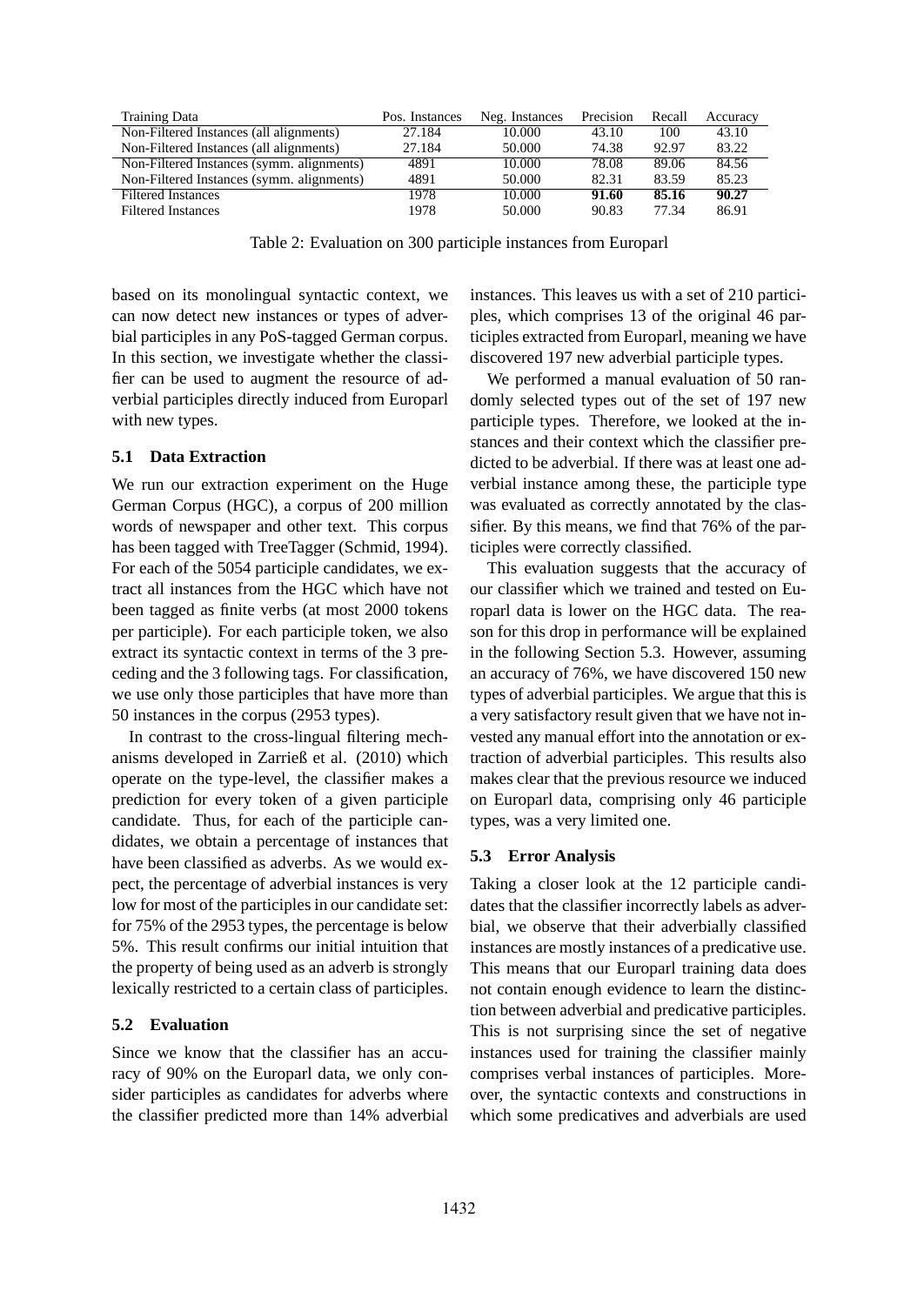| Training Data | Pos. Instances | Neg. Instances | Precision | Recall | Accuracy |
|---|---|---|---|---|---|
| Non-Filtered Instances (all alignments) | 27.184 | 10.000 | 43.10 | 100 | 43.10 |
| Non-Filtered Instances (all alignments) | 27.184 | 50.000 | 74.38 | 92.97 | 83.22 |
| Non-Filtered Instances (symm. alignments) | 4891 | 10.000 | 78.08 | 89.06 | 84.56 |
| Non-Filtered Instances (symm. alignments) | 4891 | 50.000 | 82.31 | 83.59 | 85.23 |
| Filtered Instances | 1978 | 10.000 | **91.60** | **85.16** | **90.27** |
| Filtered Instances | 1978 | 50.000 | 90.83 | 77.34 | 86.91 |

Table 2: Evaluation on 300 participle instances from Europarl

based on its monolingual syntactic context, we can now detect new instances or types of adverbial participles in any PoS-tagged German corpus. In this section, we investigate whether the classifier can be used to augment the resource of adverbial participles directly induced from Europarl with new types.

### 5.1 Data Extraction

We run our extraction experiment on the Huge German Corpus (HGC), a corpus of 200 million words of newspaper and other text. This corpus has been tagged with TreeTagger (Schmid, 1994). For each of the 5054 participle candidates, we extract all instances from the HGC which have not been tagged as finite verbs (at most 2000 tokens per participle). For each participle token, we also extract its syntactic context in terms of the 3 preceding and the 3 following tags. For classification, we use only those participles that have more than 50 instances in the corpus (2953 types).

In contrast to the cross-lingual filtering mechanisms developed in Zarrieß et al. (2010) which operate on the type-level, the classifier makes a prediction for every token of a given participle candidate. Thus, for each of the participle candidates, we obtain a percentage of instances that have been classified as adverbs. As we would expect, the percentage of adverbial instances is very low for most of the participles in our candidate set: for 75% of the 2953 types, the percentage is below 5%. This result confirms our initial intuition that the property of being used as an adverb is strongly lexically restricted to a certain class of participles.

### 5.2 Evaluation

Since we know that the classifier has an accuracy of 90% on the Europarl data, we only consider participles as candidates for adverbs where the classifier predicted more than 14% adverbial instances. This leaves us with a set of 210 participles, which comprises 13 of the original 46 participles extracted from Europarl, meaning we have discovered 197 new adverbial participle types.

We performed a manual evaluation of 50 randomly selected types out of the set of 197 new participle types. Therefore, we looked at the instances and their context which the classifier predicted to be adverbial. If there was at least one adverbial instance among these, the participle type was evaluated as correctly annotated by the classifier. By this means, we find that 76% of the participles were correctly classified.

This evaluation suggests that the accuracy of our classifier which we trained and tested on Europarl data is lower on the HGC data. The reason for this drop in performance will be explained in the following Section 5.3. However, assuming an accuracy of 76%, we have discovered 150 new types of adverbial participles. We argue that this is a very satisfactory result given that we have not invested any manual effort into the annotation or extraction of adverbial participles. This results also makes clear that the previous resource we induced on Europarl data, comprising only 46 participle types, was a very limited one.

### 5.3 Error Analysis

Taking a closer look at the 12 participle candidates that the classifier incorrectly labels as adverbial, we observe that their adverbially classified instances are mostly instances of a predicative use. This means that our Europarl training data does not contain enough evidence to learn the distinction between adverbial and predicative participles. This is not surprising since the set of negative instances used for training the classifier mainly comprises verbal instances of participles. Moreover, the syntactic contexts and constructions in which some predicatives and adverbials are used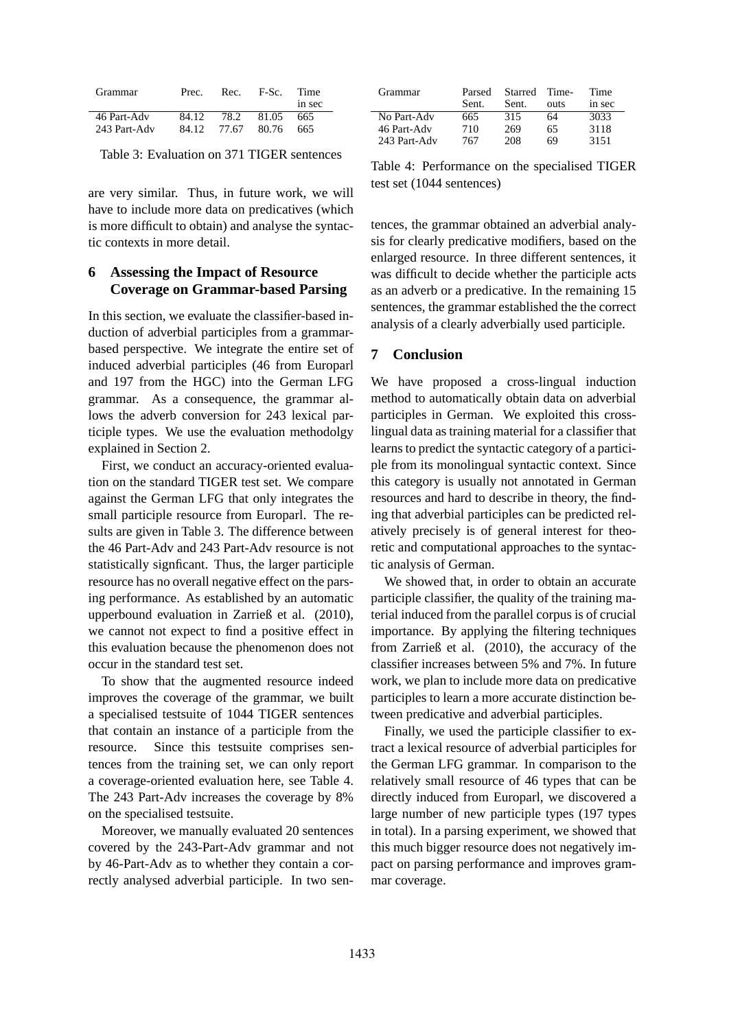| Grammar | Prec. | Rec. | F-Sc. | Time in sec |
|---|---|---|---|---|
| 46 Part-Adv | 84.12 | 78.2 | 81.05 | 665 |
| 243 Part-Adv | 84.12 | 77.67 | 80.76 | 665 |

Table 3: Evaluation on 371 TIGER sentences

are very similar. Thus, in future work, we will have to include more data on predicatives (which is more difficult to obtain) and analyse the syntactic contexts in more detail.

## 6 Assessing the Impact of Resource Coverage on Grammar-based Parsing

In this section, we evaluate the classifier-based induction of adverbial participles from a grammar-based perspective. We integrate the entire set of induced adverbial participles (46 from Europarl and 197 from the HGC) into the German LFG grammar. As a consequence, the grammar allows the adverb conversion for 243 lexical participle types. We use the evaluation methodolgy explained in Section 2.

First, we conduct an accuracy-oriented evaluation on the standard TIGER test set. We compare against the German LFG that only integrates the small participle resource from Europarl. The results are given in Table 3. The difference between the 46 Part-Adv and 243 Part-Adv resource is not statistically signficant. Thus, the larger participle resource has no overall negative effect on the parsing performance. As established by an automatic upperbound evaluation in Zarrieß et al. (2010), we cannot not expect to find a positive effect in this evaluation because the phenomenon does not occur in the standard test set.

To show that the augmented resource indeed improves the coverage of the grammar, we built a specialised testsuite of 1044 TIGER sentences that contain an instance of a participle from the resource. Since this testsuite comprises sentences from the training set, we can only report a coverage-oriented evaluation here, see Table 4. The 243 Part-Adv increases the coverage by 8% on the specialised testsuite.

Moreover, we manually evaluated 20 sentences covered by the 243-Part-Adv grammar and not by 46-Part-Adv as to whether they contain a correctly analysed adverbial participle. In two sentences, the grammar obtained an adverbial analysis for clearly predicative modifiers, based on the enlarged resource. In three different sentences, it was difficult to decide whether the participle acts as an adverb or a predicative. In the remaining 15 sentences, the grammar established the the correct analysis of a clearly adverbially used participle.

| Grammar | Parsed Sent. | Starred Sent. | Time-outs | Time in sec |
|---|---|---|---|---|
| No Part-Adv | 665 | 315 | 64 | 3033 |
| 46 Part-Adv | 710 | 269 | 65 | 3118 |
| 243 Part-Adv | 767 | 208 | 69 | 3151 |

Table 4: Performance on the specialised TIGER test set (1044 sentences)

## 7 Conclusion

We have proposed a cross-lingual induction method to automatically obtain data on adverbial participles in German. We exploited this cross-lingual data as training material for a classifier that learns to predict the syntactic category of a participle from its monolingual syntactic context. Since this category is usually not annotated in German resources and hard to describe in theory, the finding that adverbial participles can be predicted relatively precisely is of general interest for theoretic and computational approaches to the syntactic analysis of German.

We showed that, in order to obtain an accurate participle classifier, the quality of the training material induced from the parallel corpus is of crucial importance. By applying the filtering techniques from Zarrieß et al. (2010), the accuracy of the classifier increases between 5% and 7%. In future work, we plan to include more data on predicative participles to learn a more accurate distinction between predicative and adverbial participles.

Finally, we used the participle classifier to extract a lexical resource of adverbial participles for the German LFG grammar. In comparison to the relatively small resource of 46 types that can be directly induced from Europarl, we discovered a large number of new participle types (197 types in total). In a parsing experiment, we showed that this much bigger resource does not negatively impact on parsing performance and improves grammar coverage.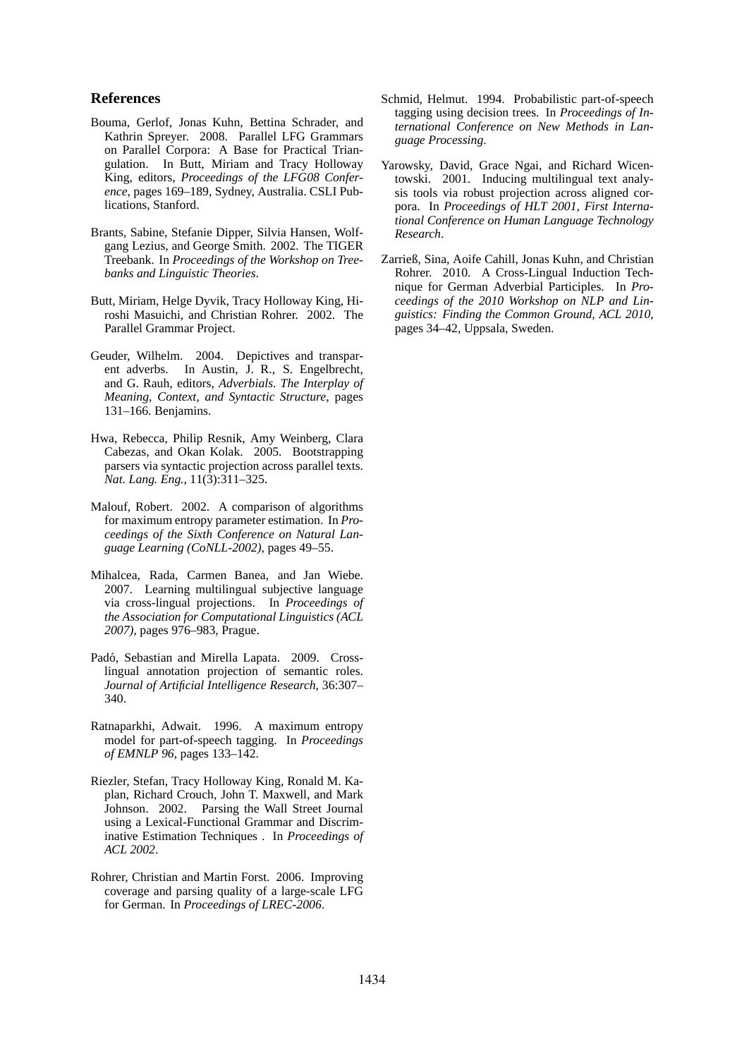## References

Bouma, Gerlof, Jonas Kuhn, Bettina Schrader, and Kathrin Spreyer. 2008. Parallel LFG Grammars on Parallel Corpora: A Base for Practical Triangulation. In Butt, Miriam and Tracy Holloway King, editors, *Proceedings of the LFG08 Conference*, pages 169–189, Sydney, Australia. CSLI Publications, Stanford.

Brants, Sabine, Stefanie Dipper, Silvia Hansen, Wolfgang Lezius, and George Smith. 2002. The TIGER Treebank. In *Proceedings of the Workshop on Treebanks and Linguistic Theories*.

Butt, Miriam, Helge Dyvik, Tracy Holloway King, Hiroshi Masuichi, and Christian Rohrer. 2002. The Parallel Grammar Project.

Geuder, Wilhelm. 2004. Depictives and transparent adverbs. In Austin, J. R., S. Engelbrecht, and G. Rauh, editors, *Adverbials. The Interplay of Meaning, Context, and Syntactic Structure*, pages 131–166. Benjamins.

Hwa, Rebecca, Philip Resnik, Amy Weinberg, Clara Cabezas, and Okan Kolak. 2005. Bootstrapping parsers via syntactic projection across parallel texts. *Nat. Lang. Eng.*, 11(3):311–325.

Malouf, Robert. 2002. A comparison of algorithms for maximum entropy parameter estimation. In *Proceedings of the Sixth Conference on Natural Language Learning (CoNLL-2002)*, pages 49–55.

Mihalcea, Rada, Carmen Banea, and Jan Wiebe. 2007. Learning multilingual subjective language via cross-lingual projections. In *Proceedings of the Association for Computational Linguistics (ACL 2007)*, pages 976–983, Prague.

Padó, Sebastian and Mirella Lapata. 2009. Cross-lingual annotation projection of semantic roles. *Journal of Artificial Intelligence Research*, 36:307–340.

Ratnaparkhi, Adwait. 1996. A maximum entropy model for part-of-speech tagging. In *Proceedings of EMNLP 96*, pages 133–142.

Riezler, Stefan, Tracy Holloway King, Ronald M. Kaplan, Richard Crouch, John T. Maxwell, and Mark Johnson. 2002. Parsing the Wall Street Journal using a Lexical-Functional Grammar and Discriminative Estimation Techniques . In *Proceedings of ACL 2002*.

Rohrer, Christian and Martin Forst. 2006. Improving coverage and parsing quality of a large-scale LFG for German. In *Proceedings of LREC-2006*.

Schmid, Helmut. 1994. Probabilistic part-of-speech tagging using decision trees. In *Proceedings of International Conference on New Methods in Language Processing*.

Yarowsky, David, Grace Ngai, and Richard Wicentowski. 2001. Inducing multilingual text analysis tools via robust projection across aligned corpora. In *Proceedings of HLT 2001, First International Conference on Human Language Technology Research*.

Zarrieß, Sina, Aoife Cahill, Jonas Kuhn, and Christian Rohrer. 2010. A Cross-Lingual Induction Technique for German Adverbial Participles. In *Proceedings of the 2010 Workshop on NLP and Linguistics: Finding the Common Ground, ACL 2010*, pages 34–42, Uppsala, Sweden.